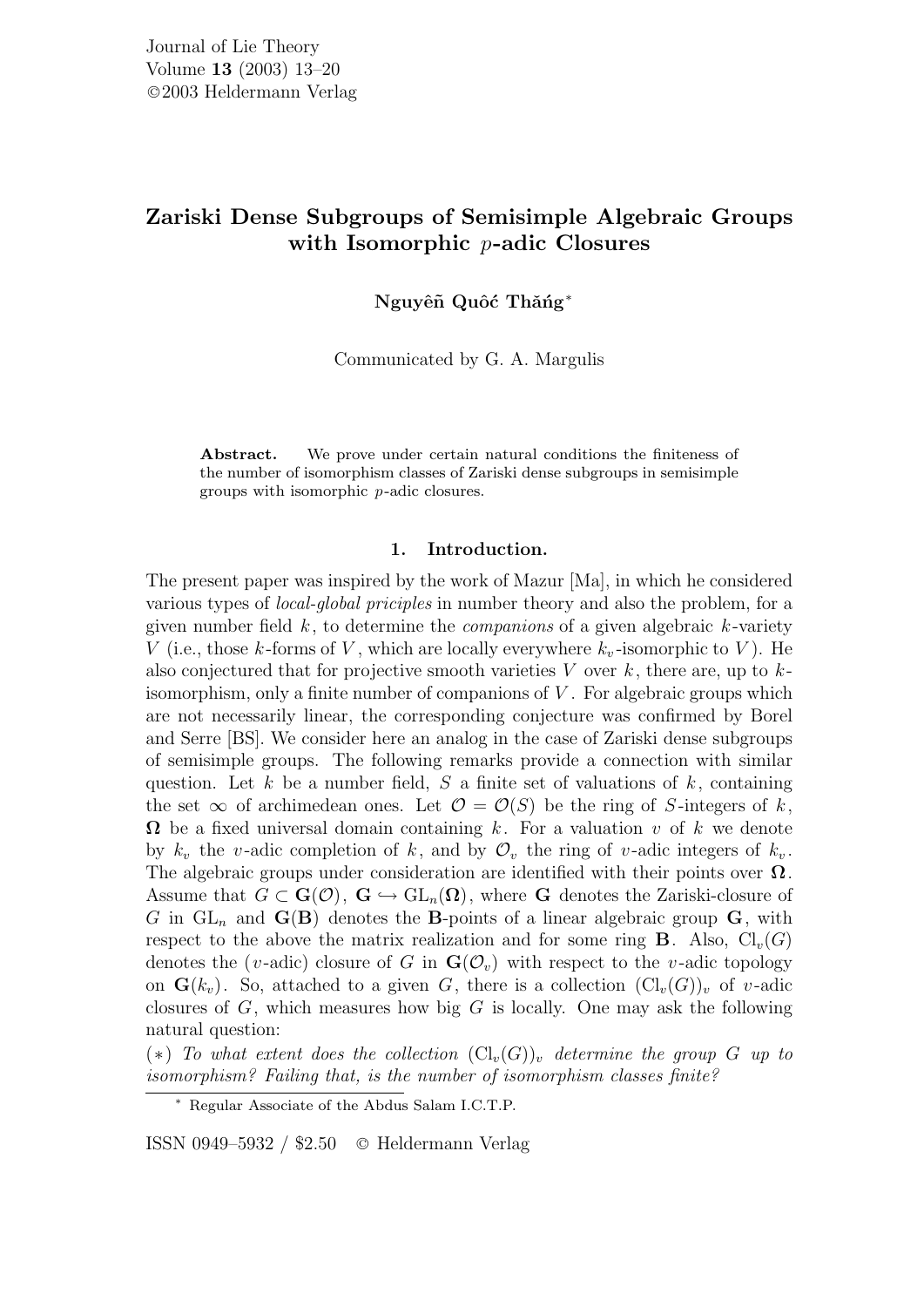# Zariski Dense Subgroups of Semisimple Algebraic Groups with Isomorphic $p$-adic Closures

**Nguyễn Quốc Thắng***

Communicated by G. A. Margulis

**Abstract.** We prove under certain natural conditions the finiteness of the number of isomorphism classes of Zariski dense subgroups in semisimple groups with isomorphic $p$-adic closures.

## 1. Introduction.

The present paper was inspired by the work of Mazur [Ma], in which he considered various types of *local-global priciples* in number theory and also the problem, for a given number field $k$, to determine the *companions* of a given algebraic $k$-variety $V$ (i.e., those $k$-forms of $V$, which are locally everywhere $k_v$-isomorphic to $V$). He also conjectured that for projective smooth varieties $V$ over $k$, there are, up to $k$-isomorphism, only a finite number of companions of $V$. For algebraic groups which are not necessarily linear, the corresponding conjecture was confirmed by Borel and Serre [BS]. We consider here an analog in the case of Zariski dense subgroups of semisimple groups. The following remarks provide a connection with similar question. Let $k$ be a number field, $S$ a finite set of valuations of $k$, containing the set $\infty$ of archimedean ones. Let $\mathcal{O} = \mathcal{O}(S)$ be the ring of $S$-integers of $k$, $\mathbf{\Omega}$ be a fixed universal domain containing $k$. For a valuation $v$ of $k$ we denote by $k_v$ the $v$-adic completion of $k$, and by $\mathcal{O}_v$ the ring of $v$-adic integers of $k_v$. The algebraic groups under consideration are identified with their points over $\mathbf{\Omega}$. Assume that $G \subset \mathbf{G}(\mathcal{O})$, $\mathbf{G} \hookrightarrow \mathrm{GL}_n(\mathbf{\Omega})$, where $\mathbf{G}$ denotes the Zariski-closure of $G$ in $\mathrm{GL}_n$ and $\mathbf{G}(\mathbf{B})$ denotes the $\mathbf{B}$-points of a linear algebraic group $\mathbf{G}$, with respect to the above the matrix realization and for some ring $\mathbf{B}$. Also, $\mathrm{Cl}_v(G)$ denotes the ($v$-adic) closure of $G$ in $\mathbf{G}(\mathcal{O}_v)$ with respect to the $v$-adic topology on $\mathbf{G}(k_v)$. So, attached to a given $G$, there is a collection $(\mathrm{Cl}_v(G))_v$ of $v$-adic closures of $G$, which measures how big $G$ is locally. One may ask the following natural question:

(∗) *To what extent does the collection $(\mathrm{Cl}_v(G))_v$ determine the group $G$ up to isomorphism? Failing that, is the number of isomorphism classes finite?*

---

\* Regular Associate of the Abdus Salam I.C.T.P.

ISSN 0949–5932 / \$2.50 © Heldermann Verlag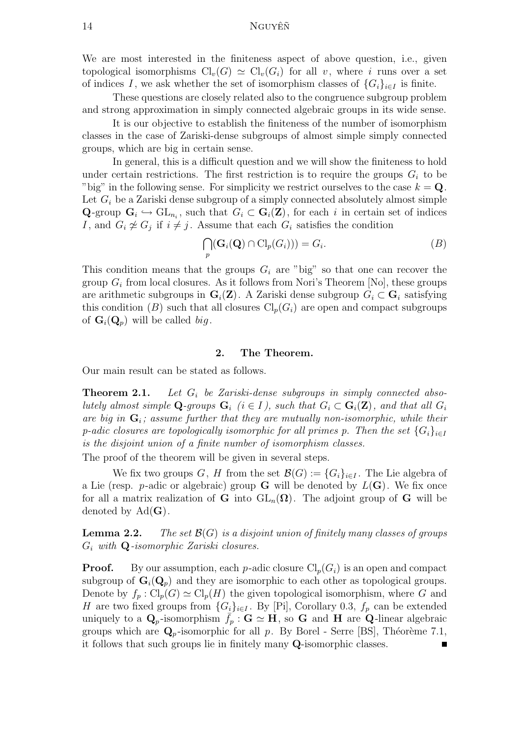We are most interested in the finiteness aspect of above question, i.e., given topological isomorphisms $\mathrm{Cl}_v(G) \simeq \mathrm{Cl}_v(G_i)$ for all $v$, where $i$ runs over a set of indices $I$, we ask whether the set of isomorphism classes of $\{G_i\}_{i\in I}$ is finite.

These questions are closely related also to the congruence subgroup problem and strong approximation in simply connected algebraic groups in its wide sense.

It is our objective to establish the finiteness of the number of isomorphism classes in the case of Zariski-dense subgroups of almost simple simply connected groups, which are big in certain sense.

In general, this is a difficult question and we will show the finiteness to hold under certain restrictions. The first restriction is to require the groups $G_i$ to be "big" in the following sense. For simplicity we restrict ourselves to the case $k = \mathbf{Q}$. Let $G_i$ be a Zariski dense subgroup of a simply connected absolutely almost simple $\mathbf{Q}$-group $\mathbf{G}_i \hookrightarrow \mathrm{GL}_{n_i}$, such that $G_i \subset \mathbf{G}_i(\mathbf{Z})$, for each $i$ in certain set of indices $I$, and $G_i \not\simeq G_j$ if $i \neq j$. Assume that each $G_i$ satisfies the condition

$$\bigcap_p (\mathbf{G}_i(\mathbf{Q}) \cap \mathrm{Cl}_p(G_i))) = G_i. \tag{B}$$

This condition means that the groups $G_i$ are "big" so that one can recover the group $G_i$ from local closures. As it follows from Nori's Theorem [No], these groups are arithmetic subgroups in $\mathbf{G}_i(\mathbf{Z})$. A Zariski dense subgroup $G_i \subset \mathbf{G}_i$ satisfying this condition $(B)$ such that all closures $\mathrm{Cl}_p(G_i)$ are open and compact subgroups of $\mathbf{G}_i(\mathbf{Q}_p)$ will be called *big*.

## 2. The Theorem.

Our main result can be stated as follows.

**Theorem 2.1.** *Let $G_i$ be Zariski-dense subgroups in simply connected absolutely almost simple $\mathbf{Q}$-groups $\mathbf{G}_i$ $(i \in I)$, such that $G_i \subset \mathbf{G}_i(\mathbf{Z})$, and that all $G_i$ are big in $\mathbf{G}_i$; assume further that they are mutually non-isomorphic, while their $p$-adic closures are topologically isomorphic for all primes $p$. Then the set $\{G_i\}_{i\in I}$ is the disjoint union of a finite number of isomorphism classes.*

The proof of the theorem will be given in several steps.

We fix two groups $G$, $H$ from the set $\mathcal{B}(G) := \{G_i\}_{i\in I}$. The Lie algebra of a Lie (resp. $p$-adic or algebraic) group $\mathbf{G}$ will be denoted by $L(\mathbf{G})$. We fix once for all a matrix realization of $\mathbf{G}$ into $\mathrm{GL}_n(\mathbf{\Omega})$. The adjoint group of $\mathbf{G}$ will be denoted by $\mathrm{Ad}(\mathbf{G})$.

**Lemma 2.2.** *The set $\mathcal{B}(G)$ is a disjoint union of finitely many classes of groups $G_i$ with $\mathbf{Q}$-isomorphic Zariski closures.*

**Proof.** By our assumption, each $p$-adic closure $\mathrm{Cl}_p(G_i)$ is an open and compact subgroup of $\mathbf{G}_i(\mathbf{Q}_p)$ and they are isomorphic to each other as topological groups. Denote by $f_p : \mathrm{Cl}_p(G) \simeq \mathrm{Cl}_p(H)$ the given topological isomorphism, where $G$ and $H$ are two fixed groups from $\{G_i\}_{i\in I}$. By [Pi], Corollary 0.3, $f_p$ can be extended uniquely to a $\mathbf{Q}_p$-isomorphism $\bar{f}_p : \mathbf{G} \simeq \mathbf{H}$, so $\mathbf{G}$ and $\mathbf{H}$ are $\mathbf{Q}$-linear algebraic groups which are $\mathbf{Q}_p$-isomorphic for all $p$. By Borel - Serre [BS], Théorème 7.1, it follows that such groups lie in finitely many $\mathbf{Q}$-isomorphic classes. ∎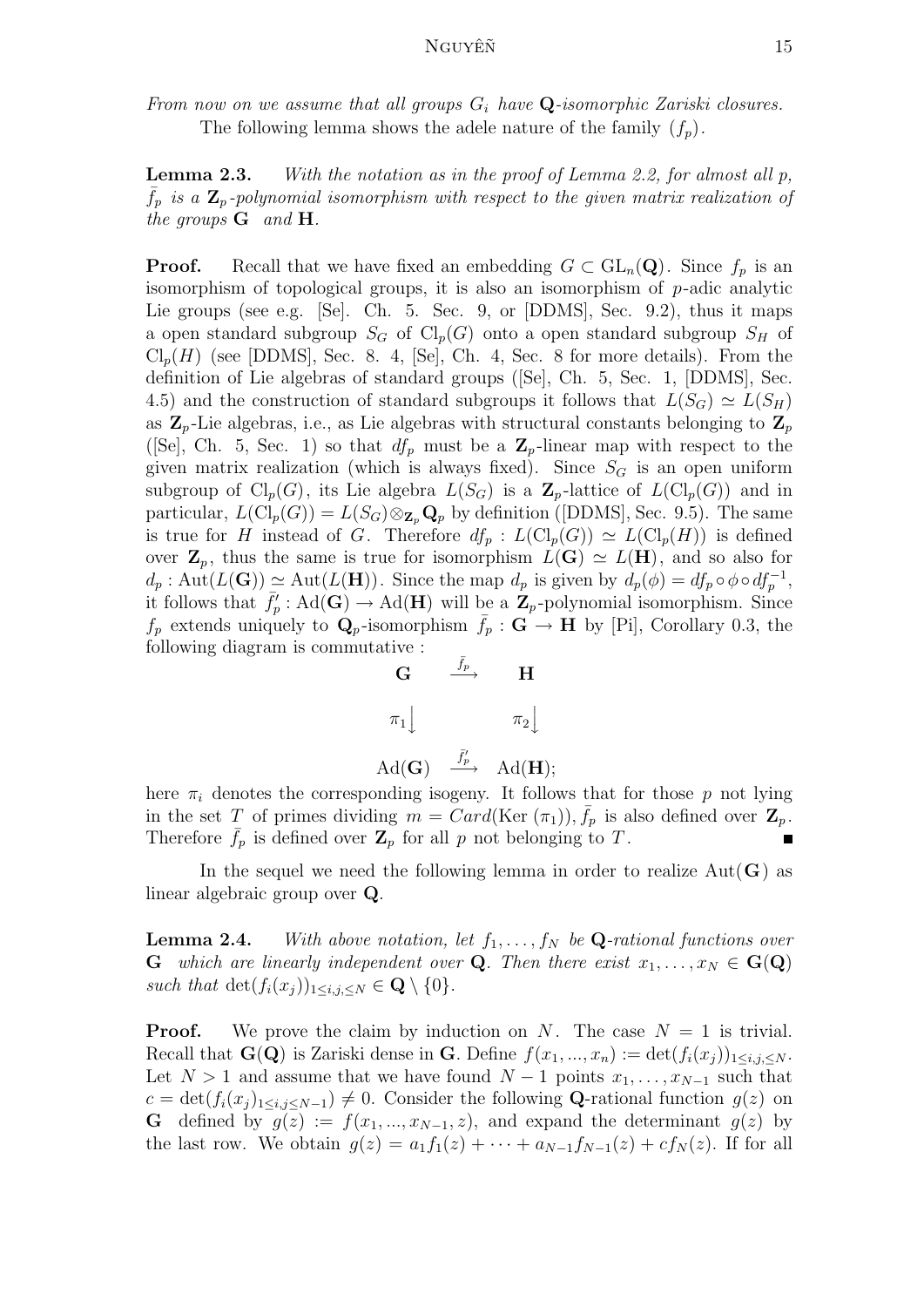*From now on we assume that all groups $G_i$ have* $\mathbf{Q}$*-isomorphic Zariski closures.*

The following lemma shows the adele nature of the family $(f_p)$.

**Lemma 2.3.** *With the notation as in the proof of Lemma 2.2, for almost all $p$, $\bar{f}_p$ is a $\mathbf{Z}_p$-polynomial isomorphism with respect to the given matrix realization of the groups $\mathbf{G}$ and $\mathbf{H}$.*

**Proof.** Recall that we have fixed an embedding $G \subset \mathrm{GL}_n(\mathbf{Q})$. Since $f_p$ is an isomorphism of topological groups, it is also an isomorphism of $p$-adic analytic Lie groups (see e.g. [Se]. Ch. 5. Sec. 9, or [DDMS], Sec. 9.2), thus it maps a open standard subgroup $S_G$ of $\mathrm{Cl}_p(G)$ onto a open standard subgroup $S_H$ of $\mathrm{Cl}_p(H)$ (see [DDMS], Sec. 8. 4, [Se], Ch. 4, Sec. 8 for more details). From the definition of Lie algebras of standard groups ([Se], Ch. 5, Sec. 1, [DDMS], Sec. 4.5) and the construction of standard subgroups it follows that $L(S_G) \simeq L(S_H)$ as $\mathbf{Z}_p$-Lie algebras, i.e., as Lie algebras with structural constants belonging to $\mathbf{Z}_p$ ([Se], Ch. 5, Sec. 1) so that $df_p$ must be a $\mathbf{Z}_p$-linear map with respect to the given matrix realization (which is always fixed). Since $S_G$ is an open uniform subgroup of $\mathrm{Cl}_p(G)$, its Lie algebra $L(S_G)$ is a $\mathbf{Z}_p$-lattice of $L(\mathrm{Cl}_p(G))$ and in particular, $L(\mathrm{Cl}_p(G)) = L(S_G) \otimes_{\mathbf{Z}_p} \mathbf{Q}_p$ by definition ([DDMS], Sec. 9.5). The same is true for $H$ instead of $G$. Therefore $df_p : L(\mathrm{Cl}_p(G)) \simeq L(\mathrm{Cl}_p(H))$ is defined over $\mathbf{Z}_p$, thus the same is true for isomorphism $L(\mathbf{G}) \simeq L(\mathbf{H})$, and so also for $d_p : \mathrm{Aut}(L(\mathbf{G})) \simeq \mathrm{Aut}(L(\mathbf{H}))$. Since the map $d_p$ is given by $d_p(\phi) = df_p \circ \phi \circ df_p^{-1}$, it follows that $\bar{f}'_p : \mathrm{Ad}(\mathbf{G}) \to \mathrm{Ad}(\mathbf{H})$ will be a $\mathbf{Z}_p$-polynomial isomorphism. Since $f_p$ extends uniquely to $\mathbf{Q}_p$-isomorphism $\bar{f}_p : \mathbf{G} \to \mathbf{H}$ by [Pi], Corollary 0.3, the following diagram is commutative :

$$\begin{array}{ccc} \mathbf{G} & \xrightarrow{\bar{f}_p} & \mathbf{H} \\ \pi_1 \big\downarrow & & \pi_2 \big\downarrow \\ \mathrm{Ad}(\mathbf{G}) & \xrightarrow{\bar{f}'_p} & \mathrm{Ad}(\mathbf{H}); \end{array}$$

here $\pi_i$ denotes the corresponding isogeny. It follows that for those $p$ not lying in the set $T$ of primes dividing $m = Card(\mathrm{Ker}\ (\pi_1))$, $\bar{f}_p$ is also defined over $\mathbf{Z}_p$. Therefore $\bar{f}_p$ is defined over $\mathbf{Z}_p$ for all $p$ not belonging to $T$. ∎

In the sequel we need the following lemma in order to realize $\mathrm{Aut}(\mathbf{G})$ as linear algebraic group over $\mathbf{Q}$.

**Lemma 2.4.** *With above notation, let $f_1, \ldots, f_N$ be $\mathbf{Q}$-rational functions over $\mathbf{G}$ which are linearly independent over $\mathbf{Q}$. Then there exist $x_1, \ldots, x_N \in \mathbf{G}(\mathbf{Q})$ such that $\det(f_i(x_j))_{1 \leq i,j, \leq N} \in \mathbf{Q} \setminus \{0\}$.*

**Proof.** We prove the claim by induction on $N$. The case $N = 1$ is trivial. Recall that $\mathbf{G}(\mathbf{Q})$ is Zariski dense in $\mathbf{G}$. Define $f(x_1, ..., x_n) := \det(f_i(x_j))_{1 \leq i,j, \leq N}$. Let $N > 1$ and assume that we have found $N - 1$ points $x_1, \ldots, x_{N-1}$ such that $c = \det(f_i(x_j)_{1 \leq i,j \leq N-1}) \neq 0$. Consider the following $\mathbf{Q}$-rational function $g(z)$ on $\mathbf{G}$ defined by $g(z) := f(x_1, ..., x_{N-1}, z)$, and expand the determinant $g(z)$ by the last row. We obtain $g(z) = a_1 f_1(z) + \cdots + a_{N-1} f_{N-1}(z) + c f_N(z)$. If for all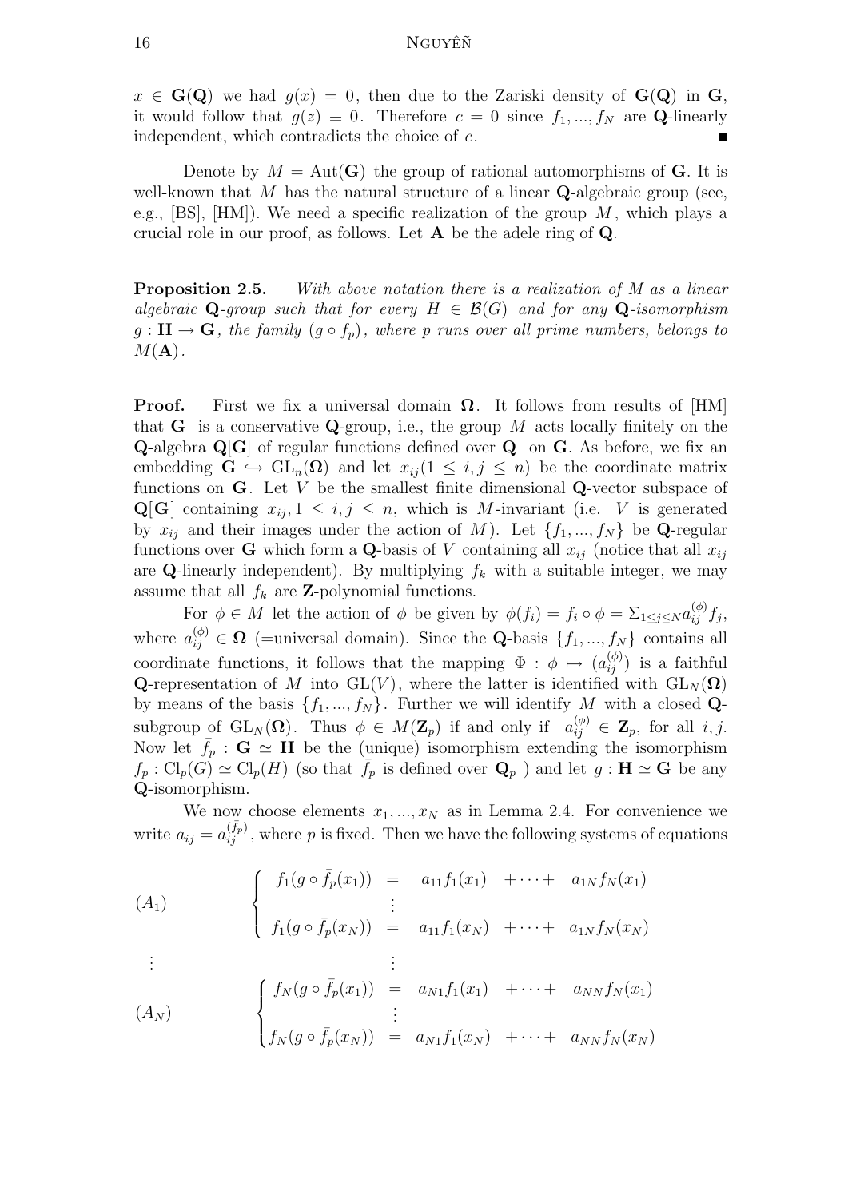$x \in \mathbf{G}(\mathbf{Q})$ we had $g(x) = 0$, then due to the Zariski density of $\mathbf{G}(\mathbf{Q})$ in $\mathbf{G}$, it would follow that $g(z) \equiv 0$. Therefore $c = 0$ since $f_1, ..., f_N$ are $\mathbf{Q}$-linearly independent, which contradicts the choice of $c$. ∎

Denote by $M = \mathrm{Aut}(\mathbf{G})$ the group of rational automorphisms of $\mathbf{G}$. It is well-known that $M$ has the natural structure of a linear $\mathbf{Q}$-algebraic group (see, e.g., [BS], [HM]). We need a specific realization of the group $M$, which plays a crucial role in our proof, as follows. Let $\mathbf{A}$ be the adele ring of $\mathbf{Q}$.

**Proposition 2.5.** *With above notation there is a realization of $M$ as a linear algebraic $\mathbf{Q}$-group such that for every $H \in \mathcal{B}(G)$ and for any $\mathbf{Q}$-isomorphism $g : \mathbf{H} \to \mathbf{G}$, the family $(g \circ f_p)$, where $p$ runs over all prime numbers, belongs to $M(\mathbf{A})$.*

**Proof.** First we fix a universal domain $\mathbf{\Omega}$. It follows from results of [HM] that $\mathbf{G}$ is a conservative $\mathbf{Q}$-group, i.e., the group $M$ acts locally finitely on the $\mathbf{Q}$-algebra $\mathbf{Q}[\mathbf{G}]$ of regular functions defined over $\mathbf{Q}$ on $\mathbf{G}$. As before, we fix an embedding $\mathbf{G} \hookrightarrow \mathrm{GL}_n(\mathbf{\Omega})$ and let $x_{ij} (1 \leq i, j \leq n)$ be the coordinate matrix functions on $\mathbf{G}$. Let $V$ be the smallest finite dimensional $\mathbf{Q}$-vector subspace of $\mathbf{Q}[\mathbf{G}]$ containing $x_{ij}, 1 \leq i, j \leq n$, which is $M$-invariant (i.e. $V$ is generated by $x_{ij}$ and their images under the action of $M$). Let $\{f_1, ..., f_N\}$ be $\mathbf{Q}$-regular functions over $\mathbf{G}$ which form a $\mathbf{Q}$-basis of $V$ containing all $x_{ij}$ (notice that all $x_{ij}$ are $\mathbf{Q}$-linearly independent). By multiplying $f_k$ with a suitable integer, we may assume that all $f_k$ are $\mathbf{Z}$-polynomial functions.

For $\phi \in M$ let the action of $\phi$ be given by $\phi(f_i) = f_i \circ \phi = \Sigma_{1 \leq j \leq N} a_{ij}^{(\phi)} f_j$, where $a_{ij}^{(\phi)} \in \mathbf{\Omega}$ (=universal domain). Since the $\mathbf{Q}$-basis $\{f_1, ..., f_N\}$ contains all coordinate functions, it follows that the mapping $\Phi : \phi \mapsto (a_{ij}^{(\phi)})$ is a faithful $\mathbf{Q}$-representation of $M$ into $\mathrm{GL}(V)$, where the latter is identified with $\mathrm{GL}_N(\mathbf{\Omega})$ by means of the basis $\{f_1, ..., f_N\}$. Further we will identify $M$ with a closed $\mathbf{Q}$-subgroup of $\mathrm{GL}_N(\mathbf{\Omega})$. Thus $\phi \in M(\mathbf{Z}_p)$ if and only if $a_{ij}^{(\phi)} \in \mathbf{Z}_p$, for all $i, j$. Now let $\bar{f}_p : \mathbf{G} \simeq \mathbf{H}$ be the (unique) isomorphism extending the isomorphism $f_p : \mathrm{Cl}_p(G) \simeq \mathrm{Cl}_p(H)$ (so that $\bar{f}_p$ is defined over $\mathbf{Q}_p$ ) and let $g : \mathbf{H} \simeq \mathbf{G}$ be any $\mathbf{Q}$-isomorphism.

We now choose elements $x_1, ..., x_N$ as in Lemma 2.4. For convenience we write $a_{ij} = a_{ij}^{(\bar{f}_p)}$, where $p$ is fixed. Then we have the following systems of equations

$$(A_1) \qquad \begin{cases} f_1(g \circ \bar{f}_p(x_1)) &= a_{11} f_1(x_1) + \cdots + a_{1N} f_N(x_1) \\ & \vdots \\ f_1(g \circ \bar{f}_p(x_N)) &= a_{11} f_1(x_N) + \cdots + a_{1N} f_N(x_N) \end{cases}$$

$$\vdots \qquad\qquad \vdots$$

$$(A_N) \qquad \begin{cases} f_N(g \circ \bar{f}_p(x_1)) &= a_{N1} f_1(x_1) + \cdots + a_{NN} f_N(x_1) \\ & \vdots \\ f_N(g \circ \bar{f}_p(x_N)) &= a_{N1} f_1(x_N) + \cdots + a_{NN} f_N(x_N) \end{cases}$$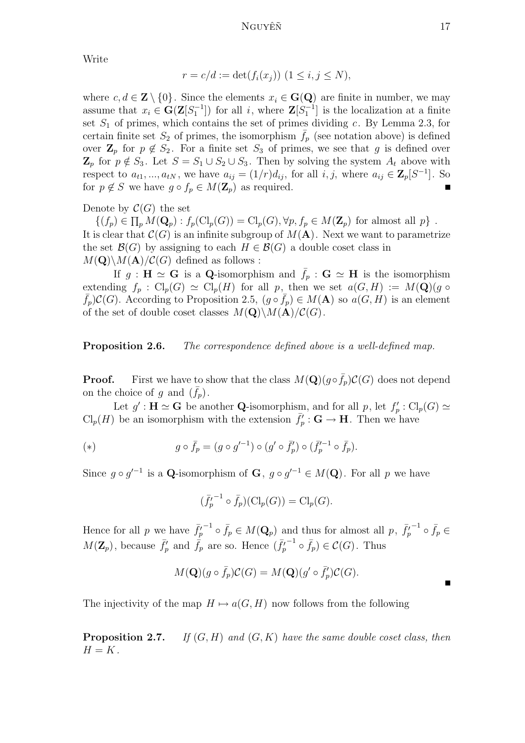Write

$$r = c/d := \det(f_i(x_j)) \ (1 \le i, j \le N),$$

where $c, d \in \mathbf{Z} \setminus \{0\}$. Since the elements $x_i \in \mathbf{G}(\mathbf{Q})$ are finite in number, we may assume that $x_i \in \mathbf{G}(\mathbf{Z}[S_1^{-1}])$ for all $i$, where $\mathbf{Z}[S_1^{-1}]$ is the localization at a finite set $S_1$ of primes, which contains the set of primes dividing $c$. By Lemma 2.3, for certain finite set $S_2$ of primes, the isomorphism $\bar{f}_p$ (see notation above) is defined over $\mathbf{Z}_p$ for $p \notin S_2$. For a finite set $S_3$ of primes, we see that $g$ is defined over $\mathbf{Z}_p$ for $p \notin S_3$. Let $S = S_1 \cup S_2 \cup S_3$. Then by solving the system $A_t$ above with respect to $a_{t1}, ..., a_{tN}$, we have $a_{ij} = (1/r)d_{ij}$, for all $i, j$, where $a_{ij} \in \mathbf{Z}_p[S^{-1}]$. So for $p \notin S$ we have $g \circ f_p \in M(\mathbf{Z}_p)$ as required. ∎

Denote by $\mathcal{C}(G)$ the set

$\{(f_p) \in \prod_p M(\mathbf{Q}_p) : f_p(\mathrm{Cl}_p(G)) = \mathrm{Cl}_p(G), \forall p, f_p \in M(\mathbf{Z}_p) \text{ for almost all } p\}$ .
It is clear that $\mathcal{C}(G)$ is an infinite subgroup of $M(\mathbf{A})$. Next we want to parametrize the set $\mathcal{B}(G)$ by assigning to each $H \in \mathcal{B}(G)$ a double coset class in $M(\mathbf{Q})\backslash M(\mathbf{A})/\mathcal{C}(G)$ defined as follows :

If $g : \mathbf{H} \simeq \mathbf{G}$ is a $\mathbf{Q}$-isomorphism and $\bar{f}_p : \mathbf{G} \simeq \mathbf{H}$ is the isomorphism extending $f_p : \mathrm{Cl}_p(G) \simeq \mathrm{Cl}_p(H)$ for all $p$, then we set $a(G, H) := M(\mathbf{Q})(g \circ \bar{f}_p)\mathcal{C}(G)$. According to Proposition 2.5, $(g \circ \bar{f}_p) \in M(\mathbf{A})$ so $a(G, H)$ is an element of the set of double coset classes $M(\mathbf{Q})\backslash M(\mathbf{A})/\mathcal{C}(G)$.

**Proposition 2.6.** *The correspondence defined above is a well-defined map.*

**Proof.** First we have to show that the class $M(\mathbf{Q})(g \circ \bar{f}_p)\mathcal{C}(G)$ does not depend on the choice of $g$ and $(\bar{f}_p)$.

Let $g' : \mathbf{H} \simeq \mathbf{G}$ be another $\mathbf{Q}$-isomorphism, and for all $p$, let $f'_p : \mathrm{Cl}_p(G) \simeq \mathrm{Cl}_p(H)$ be an isomorphism with the extension $\bar{f}'_p : \mathbf{G} \to \mathbf{H}$. Then we have

$$(*) \qquad g \circ \bar{f}_p = (g \circ g'^{-1}) \circ (g' \circ \bar{f}'_p) \circ (\bar{f}'^{-1}_p \circ \bar{f}_p).$$

Since $g \circ g'^{-1}$ is a $\mathbf{Q}$-isomorphism of $\mathbf{G}$, $g \circ g'^{-1} \in M(\mathbf{Q})$. For all $p$ we have

$$(\bar{f}'^{-1}_p \circ \bar{f}_p)(\mathrm{Cl}_p(G)) = \mathrm{Cl}_p(G).$$

Hence for all $p$ we have $\bar{f}'^{-1}_p \circ \bar{f}_p \in M(\mathbf{Q}_p)$ and thus for almost all $p$, $\bar{f}'^{-1}_p \circ \bar{f}_p \in M(\mathbf{Z}_p)$, because $\bar{f}'_p$ and $\bar{f}_p$ are so. Hence $(\bar{f}'^{-1}_p \circ \bar{f}_p) \in \mathcal{C}(G)$. Thus

$$M(\mathbf{Q})(g \circ \bar{f}_p)\mathcal{C}(G) = M(\mathbf{Q})(g' \circ \bar{f}'_p)\mathcal{C}(G).$$

∎

The injectivity of the map $H \mapsto a(G, H)$ now follows from the following

**Proposition 2.7.** *If $(G, H)$ and $(G, K)$ have the same double coset class, then $H = K$.*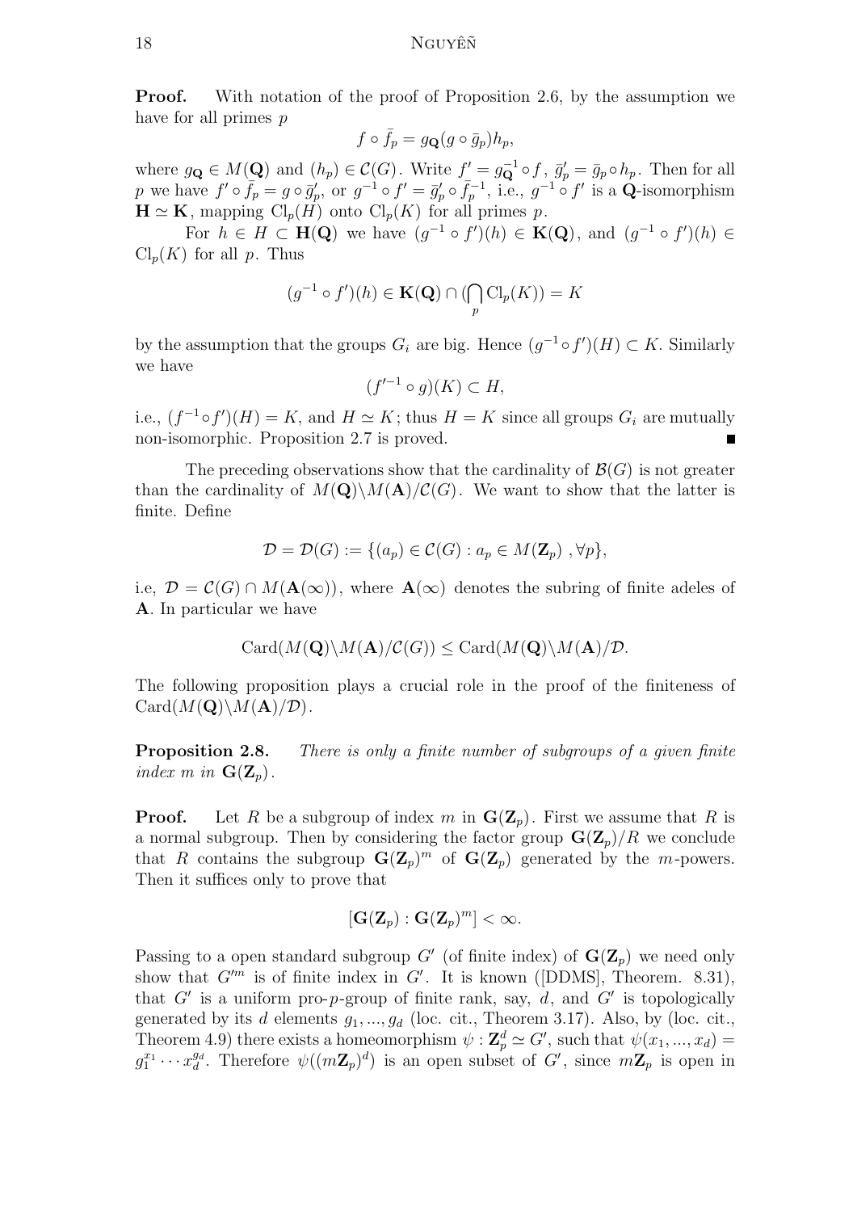**Proof.** With notation of the proof of Proposition 2.6, by the assumption we have for all primes $p$

$$f \circ \bar{f}_p = g_{\mathbf{Q}}(g \circ \bar{g}_p)h_p,$$

where $g_{\mathbf{Q}} \in M(\mathbf{Q})$ and $(h_p) \in \mathcal{C}(G)$. Write $f' = g_{\mathbf{Q}}^{-1} \circ f$, $\bar{g}'_p = \bar{g}_p \circ h_p$. Then for all $p$ we have $f' \circ \bar{f}_p = g \circ \bar{g}'_p$, or $g^{-1} \circ f' = \bar{g}'_p \circ \bar{f}_p^{-1}$, i.e., $g^{-1} \circ f'$ is a **Q**-isomorphism $\mathbf{H} \simeq \mathbf{K}$, mapping $\mathrm{Cl}_p(H)$ onto $\mathrm{Cl}_p(K)$ for all primes $p$.

For $h \in H \subset \mathbf{H}(\mathbf{Q})$ we have $(g^{-1} \circ f')(h) \in \mathbf{K}(\mathbf{Q})$, and $(g^{-1} \circ f')(h) \in \mathrm{Cl}_p(K)$ for all $p$. Thus

$$(g^{-1} \circ f')(h) \in \mathbf{K}(\mathbf{Q}) \cap (\bigcap_p \mathrm{Cl}_p(K)) = K$$

by the assumption that the groups $G_i$ are big. Hence $(g^{-1} \circ f')(H) \subset K$. Similarly we have

$$(f'^{-1} \circ g)(K) \subset H,$$

i.e., $(f^{-1} \circ f')(H) = K$, and $H \simeq K$; thus $H = K$ since all groups $G_i$ are mutually non-isomorphic. Proposition 2.7 is proved. ∎

The preceding observations show that the cardinality of $\mathcal{B}(G)$ is not greater than the cardinality of $M(\mathbf{Q})\backslash M(\mathbf{A})/\mathcal{C}(G)$. We want to show that the latter is finite. Define

$$\mathcal{D} = \mathcal{D}(G) := \{(a_p) \in \mathcal{C}(G) : a_p \in M(\mathbf{Z}_p)\ , \forall p\},$$

i.e, $\mathcal{D} = \mathcal{C}(G) \cap M(\mathbf{A}(\infty))$, where $\mathbf{A}(\infty)$ denotes the subring of finite adeles of $\mathbf{A}$. In particular we have

$$\mathrm{Card}(M(\mathbf{Q})\backslash M(\mathbf{A})/\mathcal{C}(G)) \leq \mathrm{Card}(M(\mathbf{Q})\backslash M(\mathbf{A})/\mathcal{D}.$$

The following proposition plays a crucial role in the proof of the finiteness of $\mathrm{Card}(M(\mathbf{Q})\backslash M(\mathbf{A})/\mathcal{D})$.

**Proposition 2.8.** *There is only a finite number of subgroups of a given finite index $m$ in $\mathbf{G}(\mathbf{Z}_p)$.*

**Proof.** Let $R$ be a subgroup of index $m$ in $\mathbf{G}(\mathbf{Z}_p)$. First we assume that $R$ is a normal subgroup. Then by considering the factor group $\mathbf{G}(\mathbf{Z}_p)/R$ we conclude that $R$ contains the subgroup $\mathbf{G}(\mathbf{Z}_p)^m$ of $\mathbf{G}(\mathbf{Z}_p)$ generated by the $m$-powers. Then it suffices only to prove that

$$[\mathbf{G}(\mathbf{Z}_p) : \mathbf{G}(\mathbf{Z}_p)^m] < \infty.$$

Passing to a open standard subgroup $G'$ (of finite index) of $\mathbf{G}(\mathbf{Z}_p)$ we need only show that $G'^m$ is of finite index in $G'$. It is known ([DDMS], Theorem. 8.31), that $G'$ is a uniform pro-$p$-group of finite rank, say, $d$, and $G'$ is topologically generated by its $d$ elements $g_1, ..., g_d$ (loc. cit., Theorem 3.17). Also, by (loc. cit., Theorem 4.9) there exists a homeomorphism $\psi : \mathbf{Z}_p^d \simeq G'$, such that $\psi(x_1, ..., x_d) = g_1^{x_1} \cdots x_d^{g_d}$. Therefore $\psi((m\mathbf{Z}_p)^d)$ is an open subset of $G'$, since $m\mathbf{Z}_p$ is open in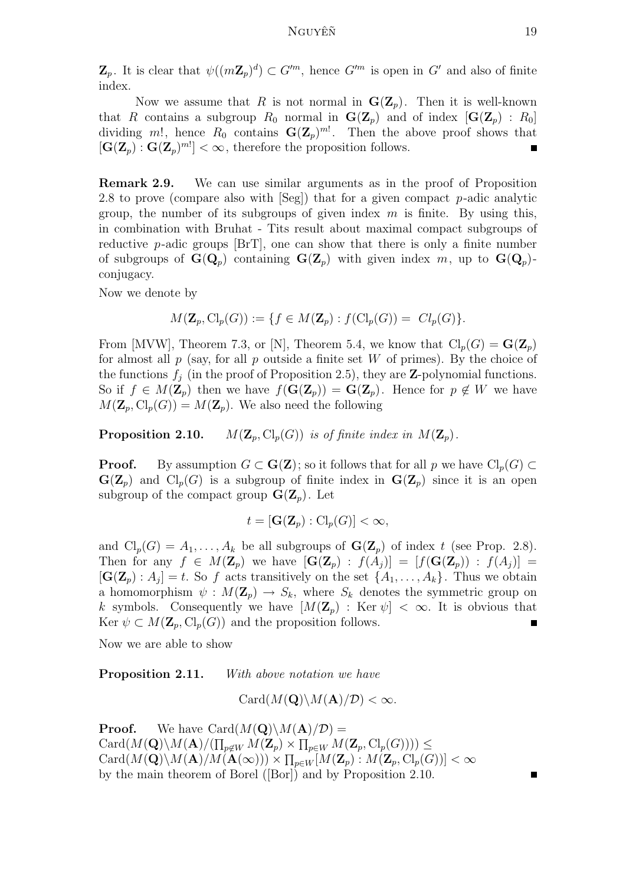$\mathbf{Z}_p$. It is clear that $\psi((m\mathbf{Z}_p)^d) \subset G'^m$, hence $G'^m$ is open in $G'$ and also of finite index.

Now we assume that $R$ is not normal in $\mathbf{G}(\mathbf{Z}_p)$. Then it is well-known that $R$ contains a subgroup $R_0$ normal in $\mathbf{G}(\mathbf{Z}_p)$ and of index $[\mathbf{G}(\mathbf{Z}_p) : R_0]$ dividing $m!$, hence $R_0$ contains $\mathbf{G}(\mathbf{Z}_p)^{m!}$. Then the above proof shows that $[\mathbf{G}(\mathbf{Z}_p) : \mathbf{G}(\mathbf{Z}_p)^{m!}] < \infty$, therefore the proposition follows. ∎

**Remark 2.9.** We can use similar arguments as in the proof of Proposition 2.8 to prove (compare also with [Seg]) that for a given compact $p$-adic analytic group, the number of its subgroups of given index $m$ is finite. By using this, in combination with Bruhat - Tits result about maximal compact subgroups of reductive $p$-adic groups [BrT], one can show that there is only a finite number of subgroups of $\mathbf{G}(\mathbf{Q}_p)$ containing $\mathbf{G}(\mathbf{Z}_p)$ with given index $m$, up to $\mathbf{G}(\mathbf{Q}_p)$-conjugacy.

Now we denote by

$$M(\mathbf{Z}_p, \mathrm{Cl}_p(G)) := \{f \in M(\mathbf{Z}_p) : f(\mathrm{Cl}_p(G)) = \ Cl_p(G)\}.$$

From [MVW], Theorem 7.3, or [N], Theorem 5.4, we know that $\mathrm{Cl}_p(G) = \mathbf{G}(\mathbf{Z}_p)$ for almost all $p$ (say, for all $p$ outside a finite set $W$ of primes). By the choice of the functions $f_j$ (in the proof of Proposition 2.5), they are $\mathbf{Z}$-polynomial functions. So if $f \in M(\mathbf{Z}_p)$ then we have $f(\mathbf{G}(\mathbf{Z}_p)) = \mathbf{G}(\mathbf{Z}_p)$. Hence for $p \notin W$ we have $M(\mathbf{Z}_p, \mathrm{Cl}_p(G)) = M(\mathbf{Z}_p)$. We also need the following

**Proposition 2.10.** *$M(\mathbf{Z}_p, \mathrm{Cl}_p(G))$ is of finite index in $M(\mathbf{Z}_p)$.*

**Proof.** By assumption $G \subset \mathbf{G}(\mathbf{Z})$; so it follows that for all $p$ we have $\mathrm{Cl}_p(G) \subset \mathbf{G}(\mathbf{Z}_p)$ and $\mathrm{Cl}_p(G)$ is a subgroup of finite index in $\mathbf{G}(\mathbf{Z}_p)$ since it is an open subgroup of the compact group $\mathbf{G}(\mathbf{Z}_p)$. Let

$$t = [\mathbf{G}(\mathbf{Z}_p) : \mathrm{Cl}_p(G)] < \infty,$$

and $\mathrm{Cl}_p(G) = A_1, \ldots, A_k$ be all subgroups of $\mathbf{G}(\mathbf{Z}_p)$ of index $t$ (see Prop. 2.8). Then for any $f \in M(\mathbf{Z}_p)$ we have $[\mathbf{G}(\mathbf{Z}_p) : f(A_j)] = [f(\mathbf{G}(\mathbf{Z}_p)) : f(A_j)] = [\mathbf{G}(\mathbf{Z}_p) : A_j] = t$. So $f$ acts transitively on the set $\{A_1, \ldots, A_k\}$. Thus we obtain a homomorphism $\psi : M(\mathbf{Z}_p) \to S_k$, where $S_k$ denotes the symmetric group on $k$ symbols. Consequently we have $[M(\mathbf{Z}_p) : \mathrm{Ker}\ \psi] < \infty$. It is obvious that $\mathrm{Ker}\ \psi \subset M(\mathbf{Z}_p, \mathrm{Cl}_p(G))$ and the proposition follows. ∎

Now we are able to show

**Proposition 2.11.** *With above notation we have*

$$\mathrm{Card}(M(\mathbf{Q})\backslash M(\mathbf{A})/\mathcal{D}) < \infty.$$

**Proof.** We have $\mathrm{Card}(M(\mathbf{Q})\backslash M(\mathbf{A})/\mathcal{D}) =$
$\mathrm{Card}(M(\mathbf{Q})\backslash M(\mathbf{A})/(\prod_{p \notin W} M(\mathbf{Z}_p) \times \prod_{p \in W} M(\mathbf{Z}_p, \mathrm{Cl}_p(G)))) \leq$
$\mathrm{Card}(M(\mathbf{Q})\backslash M(\mathbf{A})/M(\mathbf{A}(\infty))) \times \prod_{p \in W}[M(\mathbf{Z}_p) : M(\mathbf{Z}_p, \mathrm{Cl}_p(G))] < \infty$
by the main theorem of Borel ([Bor]) and by Proposition 2.10. ∎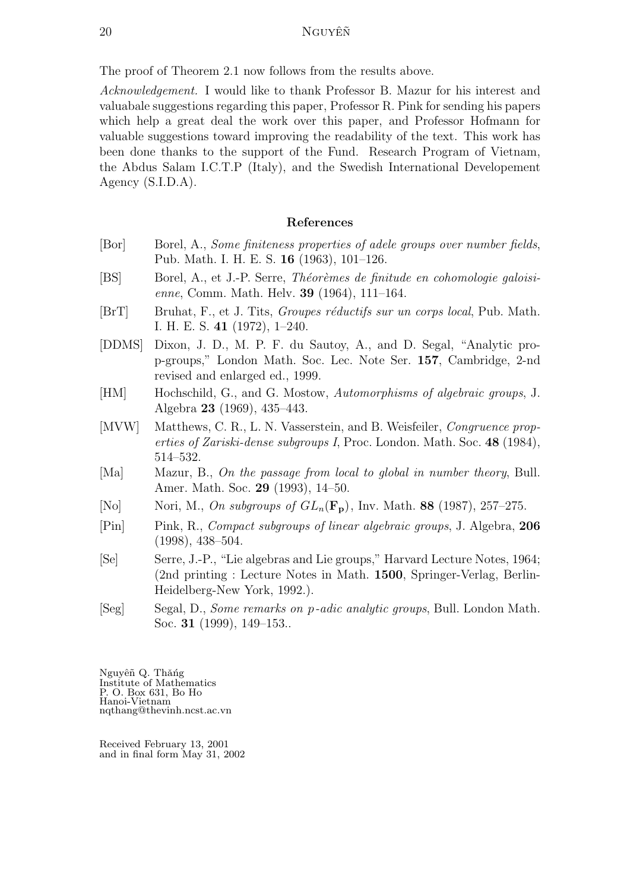The proof of Theorem 2.1 now follows from the results above.

*Acknowledgement.* I would like to thank Professor B. Mazur for his interest and valuabale suggestions regarding this paper, Professor R. Pink for sending his papers which help a great deal the work over this paper, and Professor Hofmann for valuable suggestions toward improving the readability of the text. This work has been done thanks to the support of the Fund. Research Program of Vietnam, the Abdus Salam I.C.T.P (Italy), and the Swedish International Developement Agency (S.I.D.A).

## References

[Bor] Borel, A., *Some finiteness properties of adele groups over number fields*, Pub. Math. I. H. E. S. **16** (1963), 101–126.

[BS] Borel, A., et J.-P. Serre, *Théorèmes de finitude en cohomologie galoisienne*, Comm. Math. Helv. **39** (1964), 111–164.

[BrT] Bruhat, F., et J. Tits, *Groupes réductifs sur un corps local*, Pub. Math. I. H. E. S. **41** (1972), 1–240.

[DDMS] Dixon, J. D., M. P. F. du Sautoy, A., and D. Segal, "Analytic pro-p-groups," London Math. Soc. Lec. Note Ser. **157**, Cambridge, 2-nd revised and enlarged ed., 1999.

[HM] Hochschild, G., and G. Mostow, *Automorphisms of algebraic groups*, J. Algebra **23** (1969), 435–443.

[MVW] Matthews, C. R., L. N. Vasserstein, and B. Weisfeiler, *Congruence properties of Zariski-dense subgroups I*, Proc. London. Math. Soc. **48** (1984), 514–532.

[Ma] Mazur, B., *On the passage from local to global in number theory*, Bull. Amer. Math. Soc. **29** (1993), 14–50.

[No] Nori, M., *On subgroups of $GL_n(\mathbf{F_p})$*, Inv. Math. **88** (1987), 257–275.

[Pin] Pink, R., *Compact subgroups of linear algebraic groups*, J. Algebra, **206** (1998), 438–504.

[Se] Serre, J.-P., "Lie algebras and Lie groups," Harvard Lecture Notes, 1964; (2nd printing : Lecture Notes in Math. **1500**, Springer-Verlag, Berlin-Heidelberg-New York, 1992.).

[Seg] Segal, D., *Some remarks on p-adic analytic groups*, Bull. London Math. Soc. **31** (1999), 149–153..

Nguyễn Q. Thắng
Institute of Mathematics
P. O. Box 631, Bo Ho
Hanoi-Vietnam
nqthang@thevinh.ncst.ac.vn

Received February 13, 2001
and in final form May 31, 2002